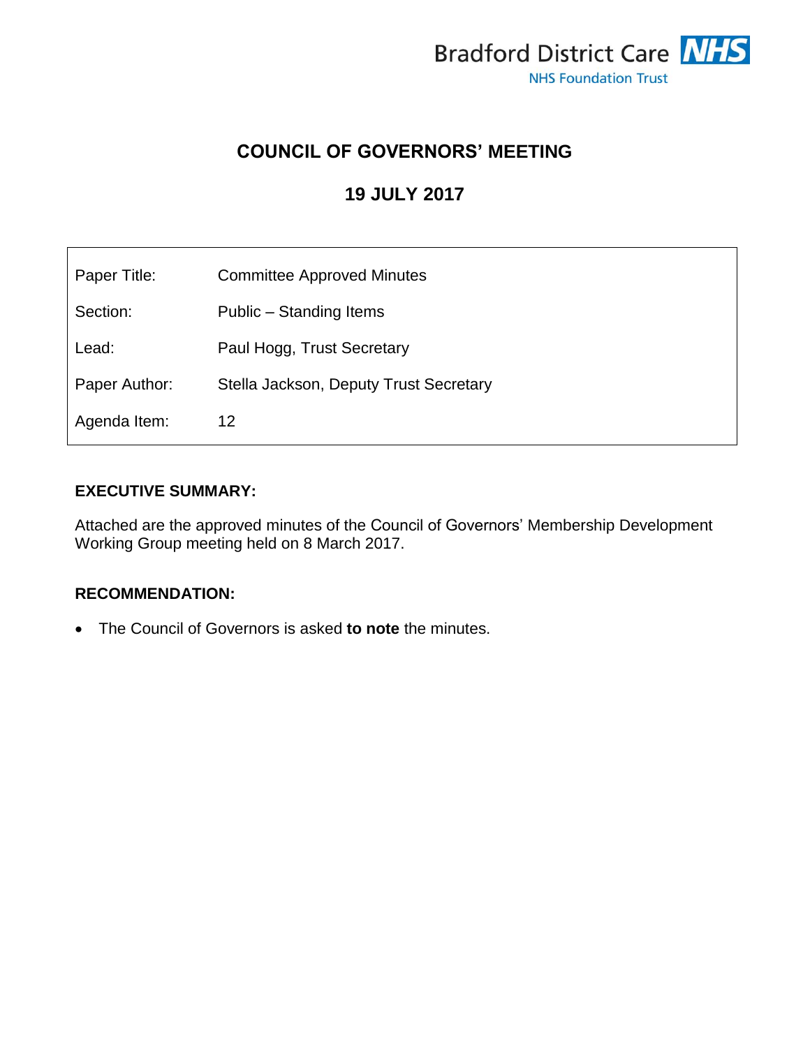Bradford District Care NHS
NHS Foundation Trust

# COUNCIL OF GOVERNORS' MEETING

## 19 JULY 2017

| | |
|---|---|
| Paper Title: | Committee Approved Minutes |
| Section: | Public – Standing Items |
| Lead: | Paul Hogg, Trust Secretary |
| Paper Author: | Stella Jackson, Deputy Trust Secretary |
| Agenda Item: | 12 |

**EXECUTIVE SUMMARY:**

Attached are the approved minutes of the Council of Governors' Membership Development Working Group meeting held on 8 March 2017.

**RECOMMENDATION:**

- The Council of Governors is asked **to note** the minutes.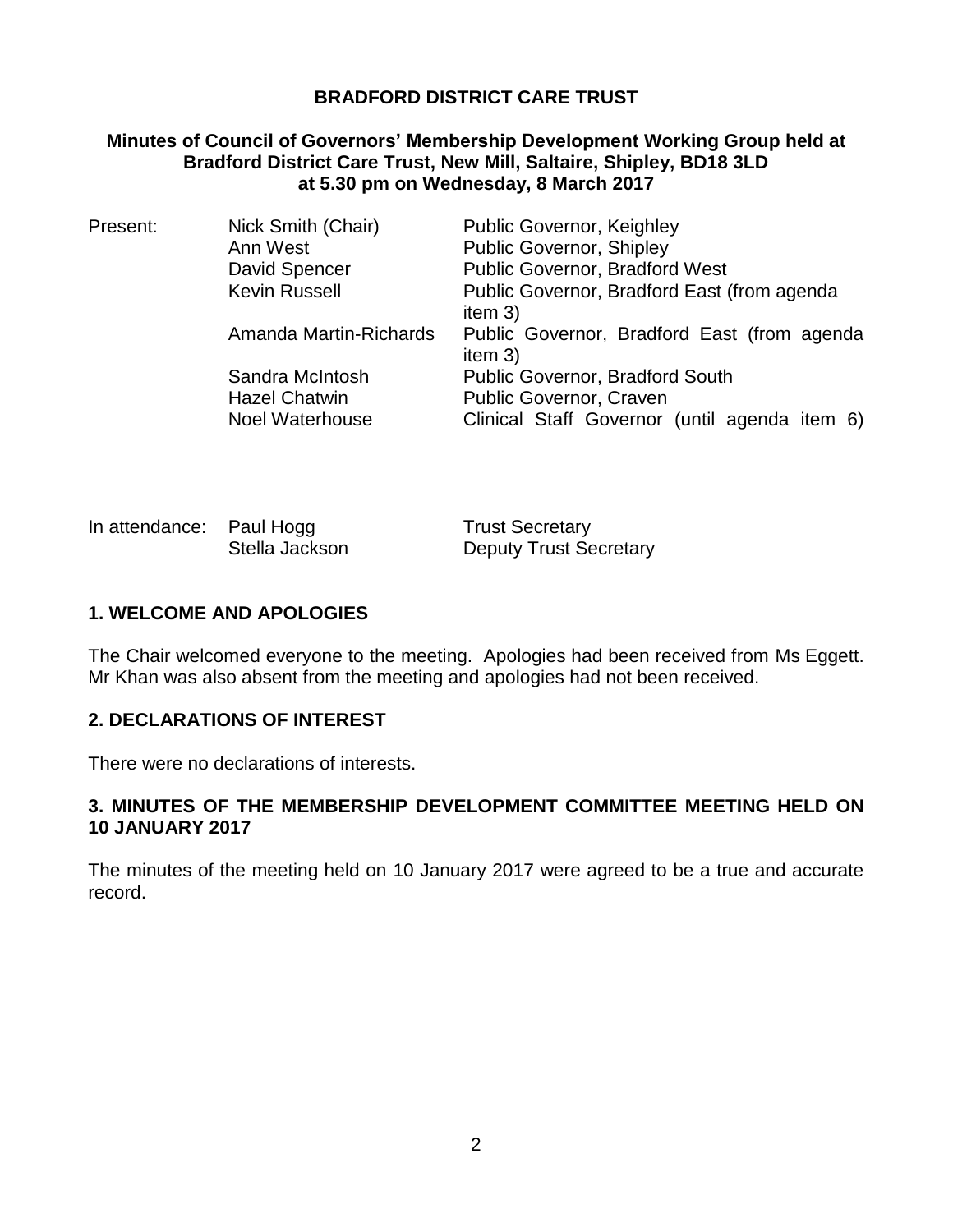**BRADFORD DISTRICT CARE TRUST**

**Minutes of Council of Governors' Membership Development Working Group held at Bradford District Care Trust, New Mill, Saltaire, Shipley, BD18 3LD at 5.30 pm on Wednesday, 8 March 2017**

| | | |
|---|---|---|
| Present: | Nick Smith (Chair) | Public Governor, Keighley |
| | Ann West | Public Governor, Shipley |
| | David Spencer | Public Governor, Bradford West |
| | Kevin Russell | Public Governor, Bradford East (from agenda item 3) |
| | Amanda Martin-Richards | Public Governor, Bradford East (from agenda item 3) |
| | Sandra McIntosh | Public Governor, Bradford South |
| | Hazel Chatwin | Public Governor, Craven |
| | Noel Waterhouse | Clinical Staff Governor (until agenda item 6) |

| | | |
|---|---|---|
| In attendance: | Paul Hogg | Trust Secretary |
| | Stella Jackson | Deputy Trust Secretary |

## 1. WELCOME AND APOLOGIES

The Chair welcomed everyone to the meeting. Apologies had been received from Ms Eggett. Mr Khan was also absent from the meeting and apologies had not been received.

## 2. DECLARATIONS OF INTEREST

There were no declarations of interests.

## 3. MINUTES OF THE MEMBERSHIP DEVELOPMENT COMMITTEE MEETING HELD ON 10 JANUARY 2017

The minutes of the meeting held on 10 January 2017 were agreed to be a true and accurate record.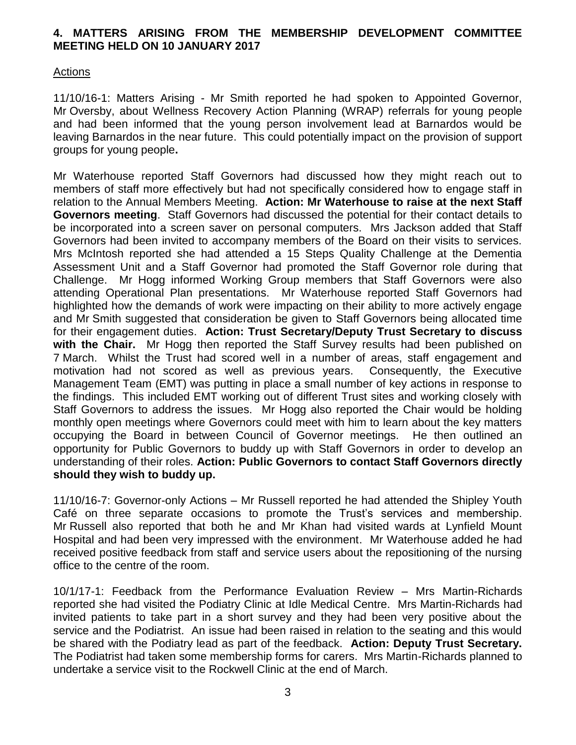## 4. MATTERS ARISING FROM THE MEMBERSHIP DEVELOPMENT COMMITTEE MEETING HELD ON 10 JANUARY 2017

Actions

11/10/16-1: Matters Arising - Mr Smith reported he had spoken to Appointed Governor, Mr Oversby, about Wellness Recovery Action Planning (WRAP) referrals for young people and had been informed that the young person involvement lead at Barnardos would be leaving Barnardos in the near future. This could potentially impact on the provision of support groups for young people**.**

Mr Waterhouse reported Staff Governors had discussed how they might reach out to members of staff more effectively but had not specifically considered how to engage staff in relation to the Annual Members Meeting. **Action: Mr Waterhouse to raise at the next Staff Governors meeting**. Staff Governors had discussed the potential for their contact details to be incorporated into a screen saver on personal computers. Mrs Jackson added that Staff Governors had been invited to accompany members of the Board on their visits to services. Mrs McIntosh reported she had attended a 15 Steps Quality Challenge at the Dementia Assessment Unit and a Staff Governor had promoted the Staff Governor role during that Challenge. Mr Hogg informed Working Group members that Staff Governors were also attending Operational Plan presentations. Mr Waterhouse reported Staff Governors had highlighted how the demands of work were impacting on their ability to more actively engage and Mr Smith suggested that consideration be given to Staff Governors being allocated time for their engagement duties. **Action: Trust Secretary/Deputy Trust Secretary to discuss with the Chair.** Mr Hogg then reported the Staff Survey results had been published on 7 March. Whilst the Trust had scored well in a number of areas, staff engagement and motivation had not scored as well as previous years. Consequently, the Executive Management Team (EMT) was putting in place a small number of key actions in response to the findings. This included EMT working out of different Trust sites and working closely with Staff Governors to address the issues. Mr Hogg also reported the Chair would be holding monthly open meetings where Governors could meet with him to learn about the key matters occupying the Board in between Council of Governor meetings. He then outlined an opportunity for Public Governors to buddy up with Staff Governors in order to develop an understanding of their roles. **Action: Public Governors to contact Staff Governors directly should they wish to buddy up.**

11/10/16-7: Governor-only Actions – Mr Russell reported he had attended the Shipley Youth Café on three separate occasions to promote the Trust's services and membership. Mr Russell also reported that both he and Mr Khan had visited wards at Lynfield Mount Hospital and had been very impressed with the environment. Mr Waterhouse added he had received positive feedback from staff and service users about the repositioning of the nursing office to the centre of the room.

10/1/17-1: Feedback from the Performance Evaluation Review – Mrs Martin-Richards reported she had visited the Podiatry Clinic at Idle Medical Centre. Mrs Martin-Richards had invited patients to take part in a short survey and they had been very positive about the service and the Podiatrist. An issue had been raised in relation to the seating and this would be shared with the Podiatry lead as part of the feedback. **Action: Deputy Trust Secretary.** The Podiatrist had taken some membership forms for carers. Mrs Martin-Richards planned to undertake a service visit to the Rockwell Clinic at the end of March.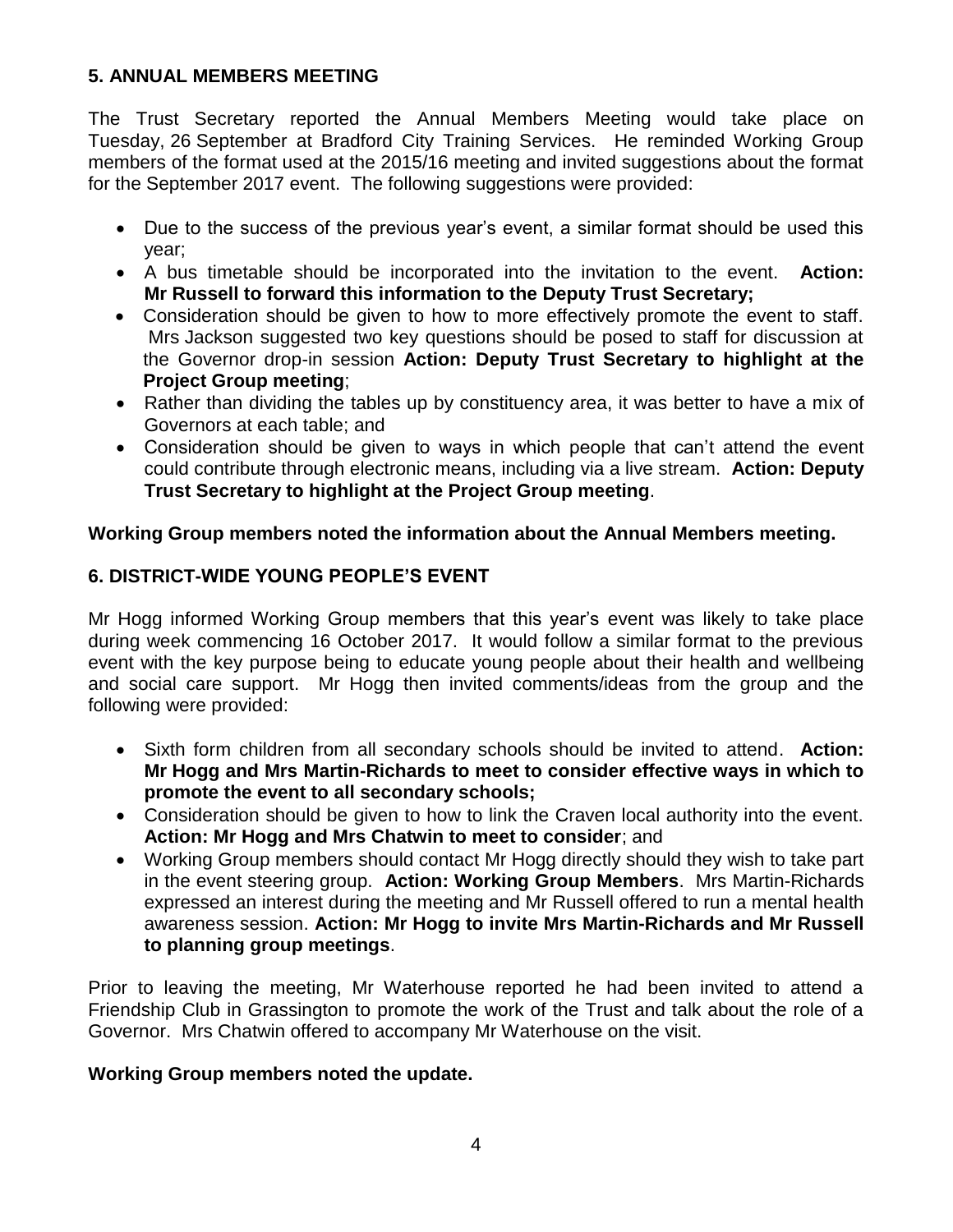## 5. ANNUAL MEMBERS MEETING

The Trust Secretary reported the Annual Members Meeting would take place on Tuesday, 26 September at Bradford City Training Services. He reminded Working Group members of the format used at the 2015/16 meeting and invited suggestions about the format for the September 2017 event. The following suggestions were provided:

- Due to the success of the previous year's event, a similar format should be used this year;
- A bus timetable should be incorporated into the invitation to the event. **Action: Mr Russell to forward this information to the Deputy Trust Secretary;**
- Consideration should be given to how to more effectively promote the event to staff. Mrs Jackson suggested two key questions should be posed to staff for discussion at the Governor drop-in session **Action: Deputy Trust Secretary to highlight at the Project Group meeting**;
- Rather than dividing the tables up by constituency area, it was better to have a mix of Governors at each table; and
- Consideration should be given to ways in which people that can't attend the event could contribute through electronic means, including via a live stream. **Action: Deputy Trust Secretary to highlight at the Project Group meeting**.

**Working Group members noted the information about the Annual Members meeting.**

## 6. DISTRICT-WIDE YOUNG PEOPLE'S EVENT

Mr Hogg informed Working Group members that this year's event was likely to take place during week commencing 16 October 2017. It would follow a similar format to the previous event with the key purpose being to educate young people about their health and wellbeing and social care support. Mr Hogg then invited comments/ideas from the group and the following were provided:

- Sixth form children from all secondary schools should be invited to attend. **Action: Mr Hogg and Mrs Martin-Richards to meet to consider effective ways in which to promote the event to all secondary schools;**
- Consideration should be given to how to link the Craven local authority into the event. **Action: Mr Hogg and Mrs Chatwin to meet to consider**; and
- Working Group members should contact Mr Hogg directly should they wish to take part in the event steering group. **Action: Working Group Members**. Mrs Martin-Richards expressed an interest during the meeting and Mr Russell offered to run a mental health awareness session. **Action: Mr Hogg to invite Mrs Martin-Richards and Mr Russell to planning group meetings**.

Prior to leaving the meeting, Mr Waterhouse reported he had been invited to attend a Friendship Club in Grassington to promote the work of the Trust and talk about the role of a Governor. Mrs Chatwin offered to accompany Mr Waterhouse on the visit.

**Working Group members noted the update.**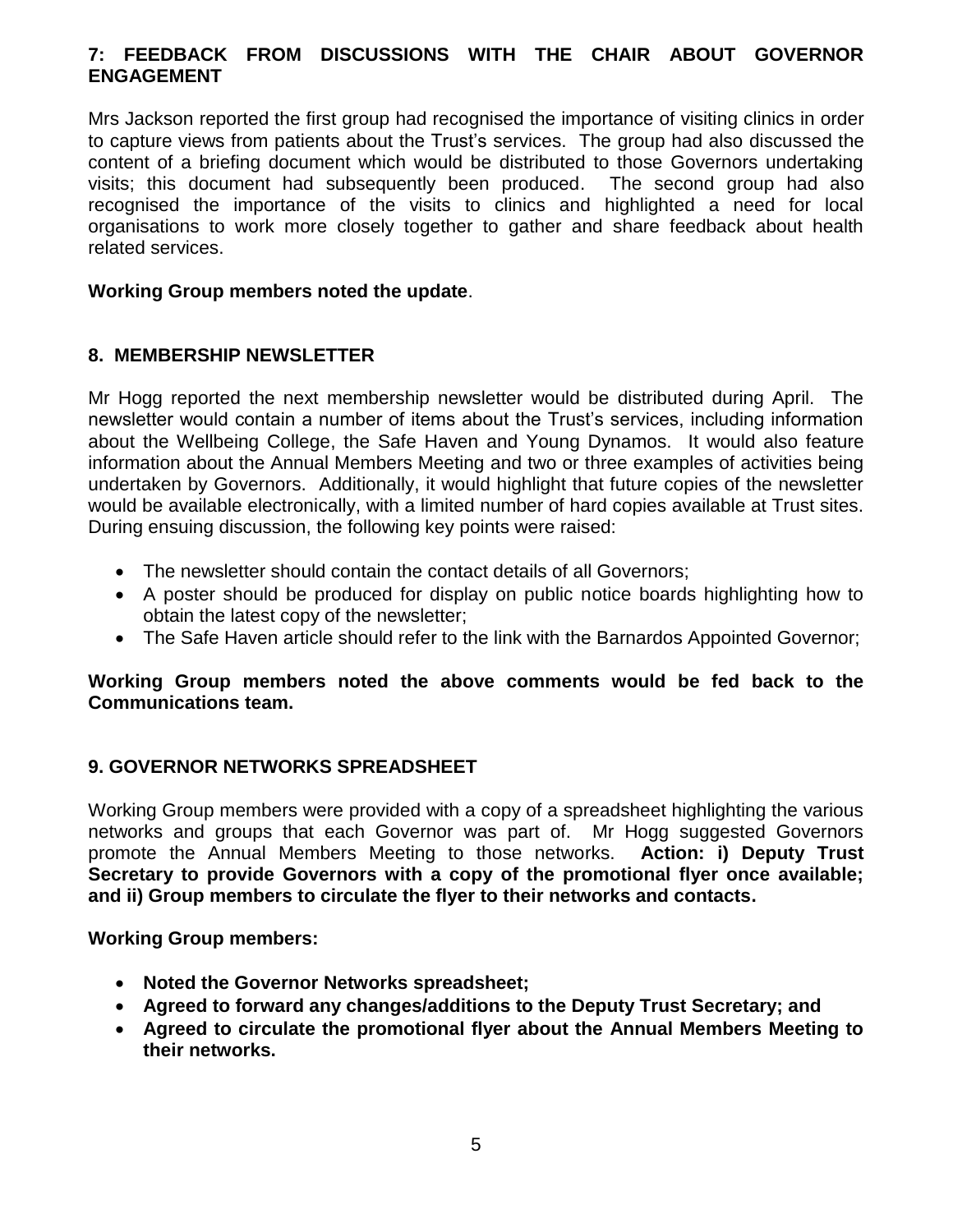## 7: FEEDBACK FROM DISCUSSIONS WITH THE CHAIR ABOUT GOVERNOR ENGAGEMENT

Mrs Jackson reported the first group had recognised the importance of visiting clinics in order to capture views from patients about the Trust's services. The group had also discussed the content of a briefing document which would be distributed to those Governors undertaking visits; this document had subsequently been produced. The second group had also recognised the importance of the visits to clinics and highlighted a need for local organisations to work more closely together to gather and share feedback about health related services.

**Working Group members noted the update**.

## 8. MEMBERSHIP NEWSLETTER

Mr Hogg reported the next membership newsletter would be distributed during April. The newsletter would contain a number of items about the Trust's services, including information about the Wellbeing College, the Safe Haven and Young Dynamos. It would also feature information about the Annual Members Meeting and two or three examples of activities being undertaken by Governors. Additionally, it would highlight that future copies of the newsletter would be available electronically, with a limited number of hard copies available at Trust sites. During ensuing discussion, the following key points were raised:

- The newsletter should contain the contact details of all Governors;
- A poster should be produced for display on public notice boards highlighting how to obtain the latest copy of the newsletter;
- The Safe Haven article should refer to the link with the Barnardos Appointed Governor;

**Working Group members noted the above comments would be fed back to the Communications team.**

## 9. GOVERNOR NETWORKS SPREADSHEET

Working Group members were provided with a copy of a spreadsheet highlighting the various networks and groups that each Governor was part of. Mr Hogg suggested Governors promote the Annual Members Meeting to those networks. **Action: i) Deputy Trust Secretary to provide Governors with a copy of the promotional flyer once available; and ii) Group members to circulate the flyer to their networks and contacts.**

**Working Group members:**

- **Noted the Governor Networks spreadsheet;**
- **Agreed to forward any changes/additions to the Deputy Trust Secretary; and**
- **Agreed to circulate the promotional flyer about the Annual Members Meeting to their networks.**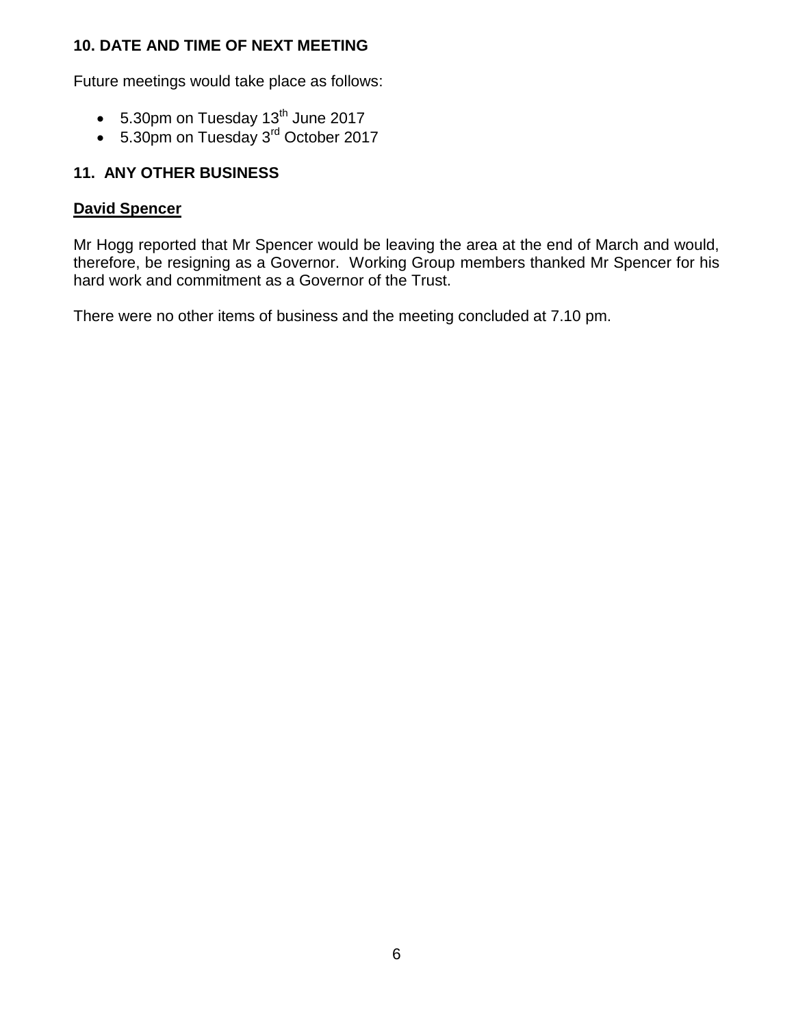## 10. DATE AND TIME OF NEXT MEETING

Future meetings would take place as follows:

- 5.30pm on Tuesday 13th June 2017
- 5.30pm on Tuesday 3rd October 2017

## 11. ANY OTHER BUSINESS

**David Spencer**

Mr Hogg reported that Mr Spencer would be leaving the area at the end of March and would, therefore, be resigning as a Governor. Working Group members thanked Mr Spencer for his hard work and commitment as a Governor of the Trust.

There were no other items of business and the meeting concluded at 7.10 pm.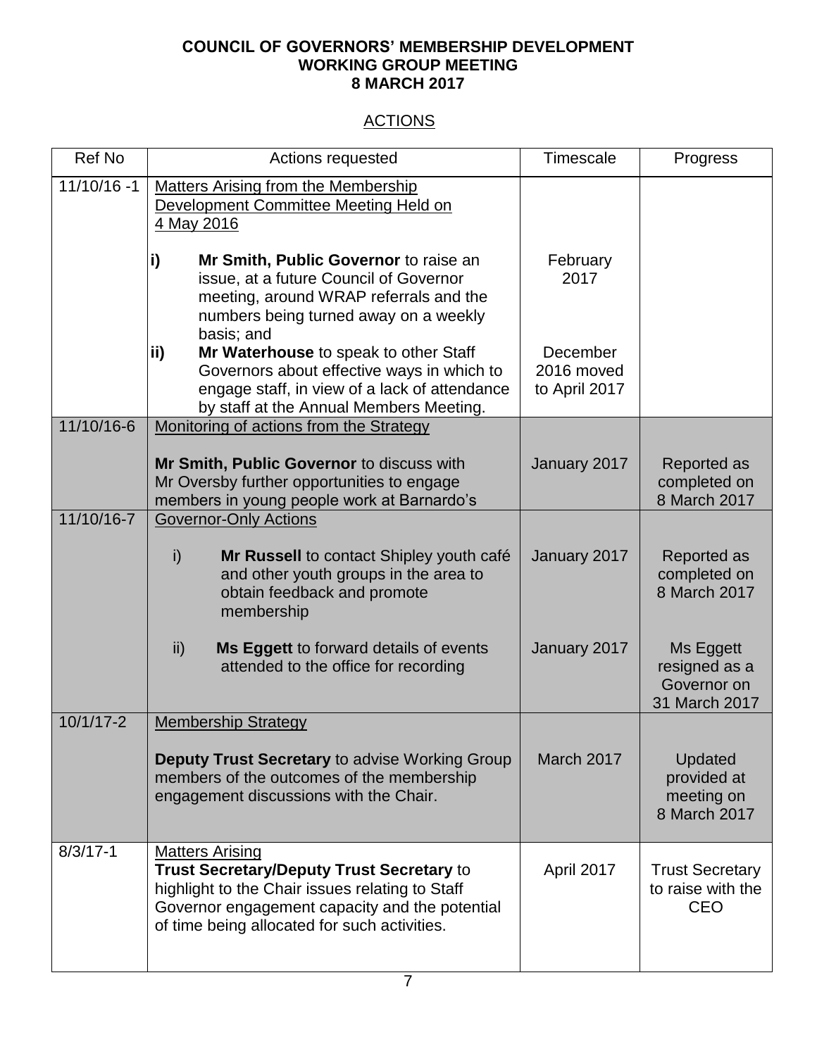**COUNCIL OF GOVERNORS' MEMBERSHIP DEVELOPMENT WORKING GROUP MEETING**
**8 MARCH 2017**

## ACTIONS

| Ref No | Actions requested | Timescale | Progress |
|---|---|---|---|
| 11/10/16 -1 | Matters Arising from the Membership Development Committee Meeting Held on 4 May 2016<br><br>**i)** **Mr Smith, Public Governor** to raise an issue, at a future Council of Governor meeting, around WRAP referrals and the numbers being turned away on a weekly basis; and<br>**ii)** **Mr Waterhouse** to speak to other Staff Governors about effective ways in which to engage staff, in view of a lack of attendance by staff at the Annual Members Meeting. | February 2017<br><br>December 2016 moved to April 2017 | |
| 11/10/16-6 | Monitoring of actions from the Strategy<br><br>**Mr Smith, Public Governor** to discuss with Mr Oversby further opportunities to engage members in young people work at Barnardo's | January 2017 | Reported as completed on 8 March 2017 |
| 11/10/16-7 | Governor-Only Actions<br><br>i) **Mr Russell** to contact Shipley youth café and other youth groups in the area to obtain feedback and promote membership<br><br>ii) **Ms Eggett** to forward details of events attended to the office for recording | January 2017<br><br>January 2017 | Reported as completed on 8 March 2017<br><br>Ms Eggett resigned as a Governor on 31 March 2017 |
| 10/1/17-2 | Membership Strategy<br><br>**Deputy Trust Secretary** to advise Working Group members of the outcomes of the membership engagement discussions with the Chair. | March 2017 | Updated provided at meeting on 8 March 2017 |
| 8/3/17-1 | Matters Arising<br>**Trust Secretary/Deputy Trust Secretary** to highlight to the Chair issues relating to Staff Governor engagement capacity and the potential of time being allocated for such activities. | April 2017 | Trust Secretary to raise with the CEO |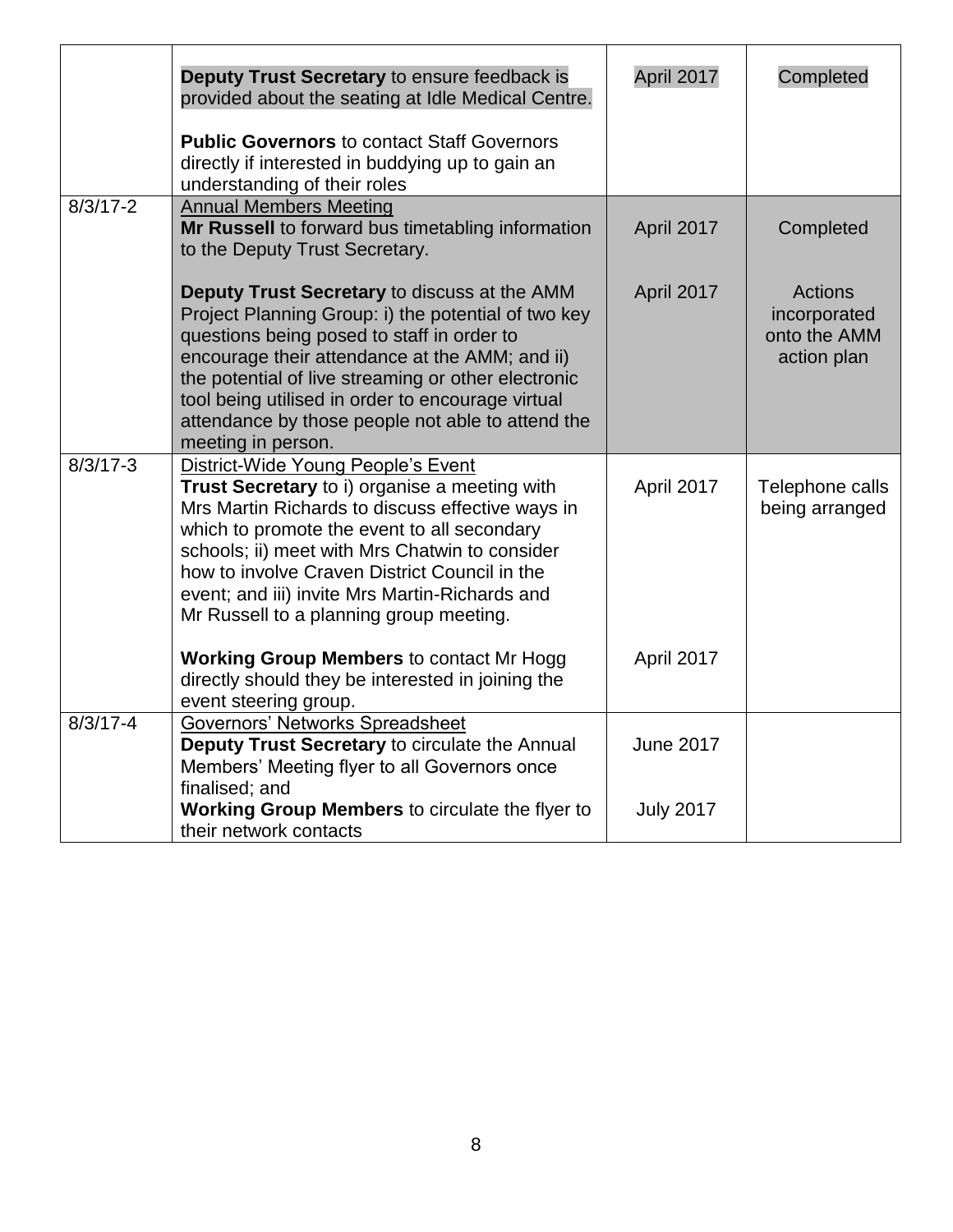| | | | |
|---|---|---|---|
| | **Deputy Trust Secretary** to ensure feedback is provided about the seating at Idle Medical Centre.<br><br>**Public Governors** to contact Staff Governors directly if interested in buddying up to gain an understanding of their roles | April 2017 | Completed |
| 8/3/17-2 | Annual Members Meeting<br>**Mr Russell** to forward bus timetabling information to the Deputy Trust Secretary. | April 2017 | Completed |
| | **Deputy Trust Secretary** to discuss at the AMM Project Planning Group: i) the potential of two key questions being posed to staff in order to encourage their attendance at the AMM; and ii) the potential of live streaming or other electronic tool being utilised in order to encourage virtual attendance by those people not able to attend the meeting in person. | April 2017 | Actions incorporated onto the AMM action plan |
| 8/3/17-3 | District-Wide Young People's Event<br>**Trust Secretary** to i) organise a meeting with Mrs Martin Richards to discuss effective ways in which to promote the event to all secondary schools; ii) meet with Mrs Chatwin to consider how to involve Craven District Council in the event; and iii) invite Mrs Martin-Richards and Mr Russell to a planning group meeting. | April 2017 | Telephone calls being arranged |
| | **Working Group Members** to contact Mr Hogg directly should they be interested in joining the event steering group. | April 2017 | |
| 8/3/17-4 | Governors' Networks Spreadsheet<br>**Deputy Trust Secretary** to circulate the Annual Members' Meeting flyer to all Governors once finalised; and<br>**Working Group Members** to circulate the flyer to their network contacts | June 2017<br><br>July 2017 | |